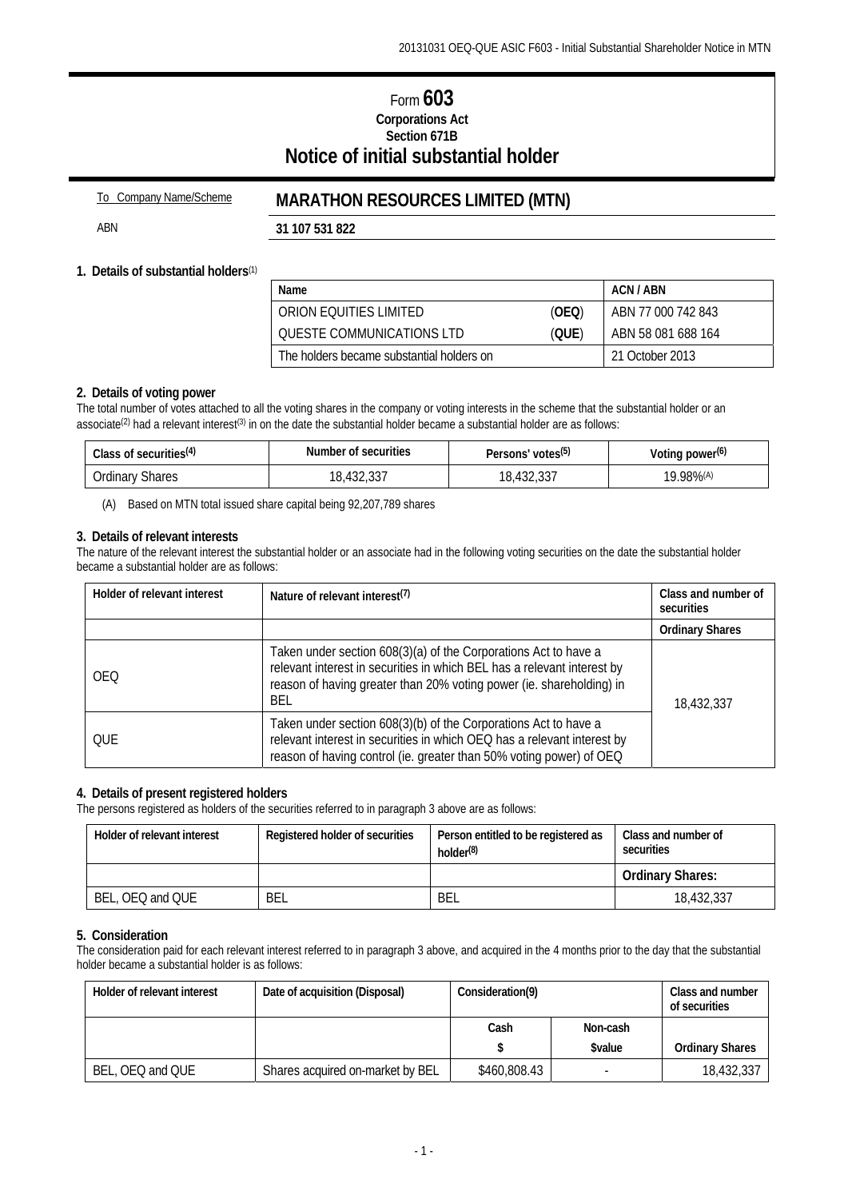# Form **603**

**Corporations Act**
**Section 671B**

## Notice of initial substantial holder

| To Company Name/Scheme | **MARATHON RESOURCES LIMITED (MTN)** |
|---|---|
| ABN | **31 107 531 822** |

### 1. Details of substantial holders[(1)]

| Name | | ACN / ABN |
|---|---|---|
| ORION EQUITIES LIMITED | (**OEQ**) | ABN 77 000 742 843 |
| QUESTE COMMUNICATIONS LTD | (**QUE**) | ABN 58 081 688 164 |
| The holders became substantial holders on | | 21 October 2013 |

### 2. Details of voting power

The total number of votes attached to all the voting shares in the company or voting interests in the scheme that the substantial holder or an associate[(2)] had a relevant interest[(3)] in on the date the substantial holder became a substantial holder are as follows:

| Class of securities[(4)] | Number of securities | Persons' votes[(5)] | Voting power[(6)] |
|---|---|---|---|
| Ordinary Shares | 18,432,337 | 18,432,337 | 19.98%[(A)] |

(A) Based on MTN total issued share capital being 92,207,789 shares

### 3. Details of relevant interests

The nature of the relevant interest the substantial holder or an associate had in the following voting securities on the date the substantial holder became a substantial holder are as follows:

| Holder of relevant interest | Nature of relevant interest[(7)] | Class and number of securities |
|---|---|---|
| | | **Ordinary Shares** |
| OEQ | Taken under section 608(3)(a) of the Corporations Act to have a relevant interest in securities in which BEL has a relevant interest by reason of having greater than 20% voting power (ie. shareholding) in BEL | 18,432,337 |
| QUE | Taken under section 608(3)(b) of the Corporations Act to have a relevant interest in securities in which OEQ has a relevant interest by reason of having control (ie. greater than 50% voting power) of OEQ | |

### 4. Details of present registered holders

The persons registered as holders of the securities referred to in paragraph 3 above are as follows:

| Holder of relevant interest | Registered holder of securities | Person entitled to be registered as holder[(8)] | Class and number of securities |
|---|---|---|---|
| | | | **Ordinary Shares:** |
| BEL, OEQ and QUE | BEL | BEL | 18,432,337 |

### 5. Consideration

The consideration paid for each relevant interest referred to in paragraph 3 above, and acquired in the 4 months prior to the day that the substantial holder became a substantial holder is as follows:

| Holder of relevant interest | Date of acquisition (Disposal) | Consideration(9) | | Class and number of securities |
|---|---|---|---|---|
| | | Cash $ | Non-cash $value | Ordinary Shares |
| BEL, OEQ and QUE | Shares acquired on-market by BEL | $460,808.43 | - | 18,432,337 |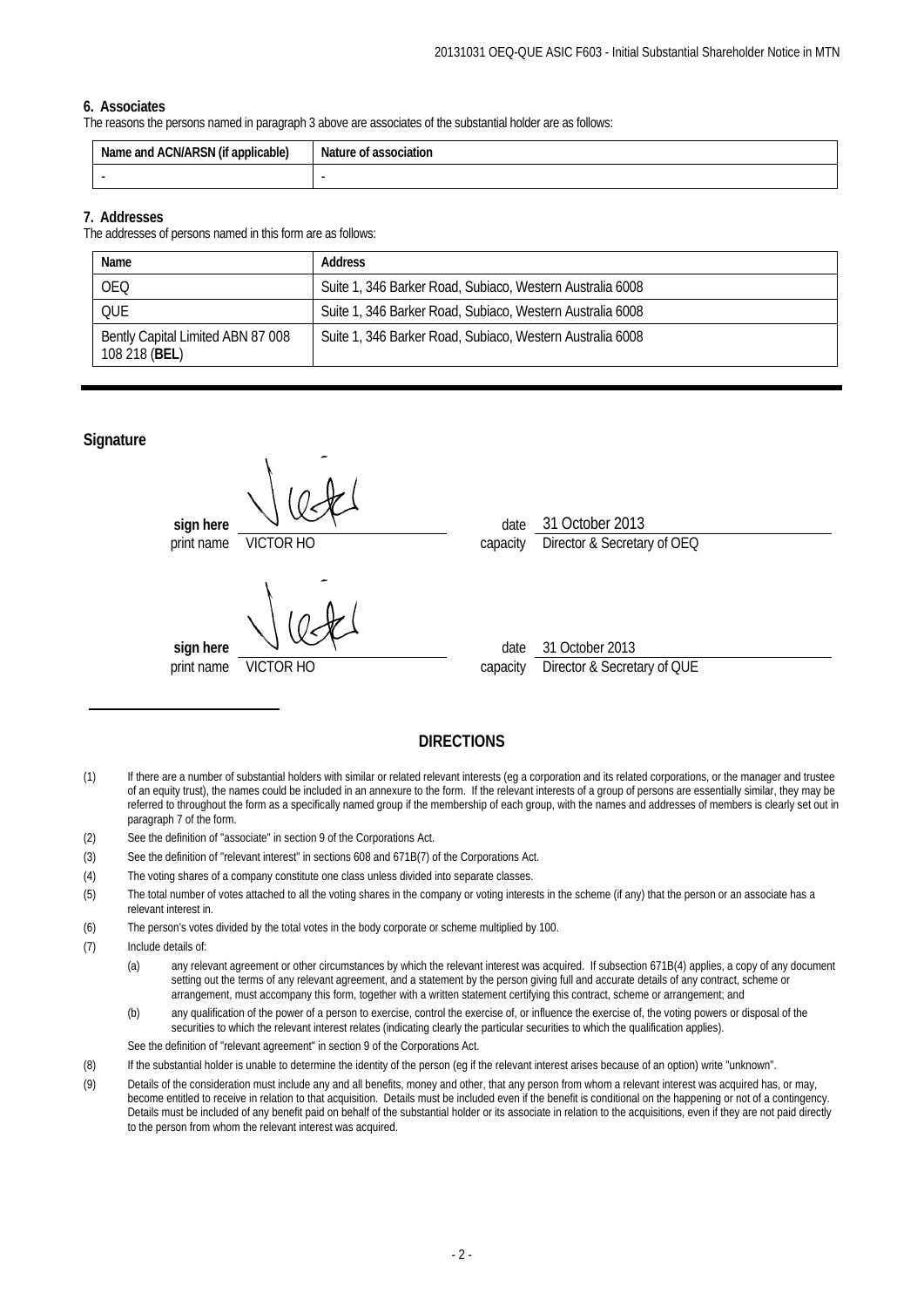### 6. Associates

The reasons the persons named in paragraph 3 above are associates of the substantial holder are as follows:

| Name and ACN/ARSN (if applicable) | Nature of association |
| --- | --- |
| - | - |

### 7. Addresses

The addresses of persons named in this form are as follows:

| Name | Address |
| --- | --- |
| OEQ | Suite 1, 346 Barker Road, Subiaco, Western Australia 6008 |
| QUE | Suite 1, 346 Barker Road, Subiaco, Western Australia 6008 |
| Bently Capital Limited ABN 87 008 108 218 (**BEL**) | Suite 1, 346 Barker Road, Subiaco, Western Australia 6008 |

## Signature

**sign here** [signature]  date 31 October 2013

print name VICTOR HO  capacity Director & Secretary of OEQ

**sign here** [signature]  date 31 October 2013

print name VICTOR HO  capacity Director & Secretary of QUE

## DIRECTIONS

(1) If there are a number of substantial holders with similar or related relevant interests (eg a corporation and its related corporations, or the manager and trustee of an equity trust), the names could be included in an annexure to the form. If the relevant interests of a group of persons are essentially similar, they may be referred to throughout the form as a specifically named group if the membership of each group, with the names and addresses of members is clearly set out in paragraph 7 of the form.

(2) See the definition of "associate" in section 9 of the Corporations Act.

(3) See the definition of "relevant interest" in sections 608 and 671B(7) of the Corporations Act.

(4) The voting shares of a company constitute one class unless divided into separate classes.

(5) The total number of votes attached to all the voting shares in the company or voting interests in the scheme (if any) that the person or an associate has a relevant interest in.

(6) The person's votes divided by the total votes in the body corporate or scheme multiplied by 100.

(7) Include details of:

(a) any relevant agreement or other circumstances by which the relevant interest was acquired. If subsection 671B(4) applies, a copy of any document setting out the terms of any relevant agreement, and a statement by the person giving full and accurate details of any contract, scheme or arrangement, must accompany this form, together with a written statement certifying this contract, scheme or arrangement; and

(b) any qualification of the power of a person to exercise, control the exercise of, or influence the exercise of, the voting powers or disposal of the securities to which the relevant interest relates (indicating clearly the particular securities to which the qualification applies).

See the definition of "relevant agreement" in section 9 of the Corporations Act.

(8) If the substantial holder is unable to determine the identity of the person (eg if the relevant interest arises because of an option) write "unknown".

(9) Details of the consideration must include any and all benefits, money and other, that any person from whom a relevant interest was acquired has, or may, become entitled to receive in relation to that acquisition. Details must be included even if the benefit is conditional on the happening or not of a contingency. Details must be included of any benefit paid on behalf of the substantial holder or its associate in relation to the acquisitions, even if they are not paid directly to the person from whom the relevant interest was acquired.